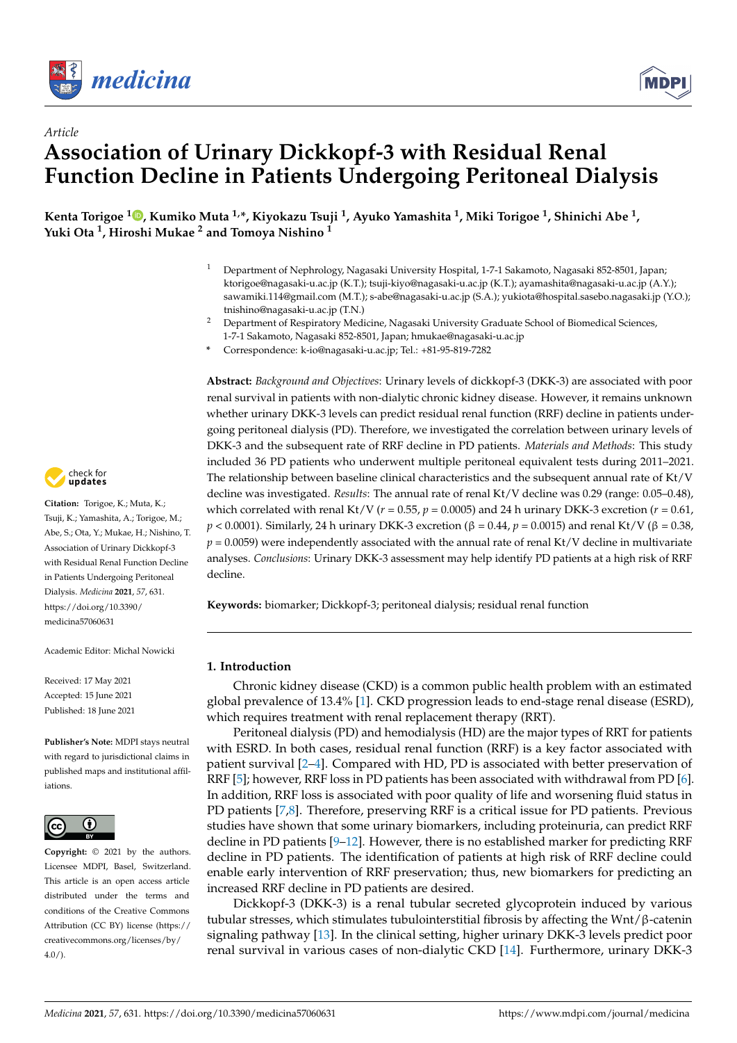*Article*

# Association of Urinary Dickkopf-3 with Residual Renal Function Decline in Patients Undergoing Peritoneal Dialysis

**Kenta Torigoe [1], Kumiko Muta [1,*], Kiyokazu Tsuji [1], Ayuko Yamashita [1], Miki Torigoe [1], Shinichi Abe [1], Yuki Ota [1], Hiroshi Mukae [2] and Tomoya Nishino [1]**

[1] Department of Nephrology, Nagasaki University Hospital, 1-7-1 Sakamoto, Nagasaki 852-8501, Japan; ktorigoe@nagasaki-u.ac.jp (K.T.); tsuji-kiyo@nagasaki-u.ac.jp (K.T.); ayamashita@nagasaki-u.ac.jp (A.Y.); sawamiki.114@gmail.com (M.T.); s-abe@nagasaki-u.ac.jp (S.A.); yukiota@hospital.sasebo.nagasaki.jp (Y.O.); tnishino@nagasaki-u.ac.jp (T.N.)

[2] Department of Respiratory Medicine, Nagasaki University Graduate School of Biomedical Sciences, 1-7-1 Sakamoto, Nagasaki 852-8501, Japan; hmukae@nagasaki-u.ac.jp

* Correspondence: k-io@nagasaki-u.ac.jp; Tel.: +81-95-819-7282

**Abstract:** *Background and Objectives*: Urinary levels of dickkopf-3 (DKK-3) are associated with poor renal survival in patients with non-dialytic chronic kidney disease. However, it remains unknown whether urinary DKK-3 levels can predict residual renal function (RRF) decline in patients undergoing peritoneal dialysis (PD). Therefore, we investigated the correlation between urinary levels of DKK-3 and the subsequent rate of RRF decline in PD patients. *Materials and Methods*: This study included 36 PD patients who underwent multiple peritoneal equivalent tests during 2011–2021. The relationship between baseline clinical characteristics and the subsequent annual rate of Kt/V decline was investigated. *Results*: The annual rate of renal Kt/V decline was 0.29 (range: 0.05–0.48), which correlated with renal Kt/V ($r = 0.55$, $p = 0.0005$) and 24 h urinary DKK-3 excretion ($r = 0.61$, $p < 0.0001$). Similarly, 24 h urinary DKK-3 excretion ($\beta = 0.44$, $p = 0.0015$) and renal Kt/V ($\beta = 0.38$, $p = 0.0059$) were independently associated with the annual rate of renal Kt/V decline in multivariate analyses. *Conclusions*: Urinary DKK-3 assessment may help identify PD patients at a high risk of RRF decline.

**Keywords:** biomarker; Dickkopf-3; peritoneal dialysis; residual renal function

**Citation:** Torigoe, K.; Muta, K.; Tsuji, K.; Yamashita, A.; Torigoe, M.; Abe, S.; Ota, Y.; Mukae, H.; Nishino, T. Association of Urinary Dickkopf-3 with Residual Renal Function Decline in Patients Undergoing Peritoneal Dialysis. *Medicina* **2021**, *57*, 631. https://doi.org/10.3390/medicina57060631

Academic Editor: Michal Nowicki

Received: 17 May 2021
Accepted: 15 June 2021
Published: 18 June 2021

**Publisher's Note:** MDPI stays neutral with regard to jurisdictional claims in published maps and institutional affiliations.

**Copyright:** © 2021 by the authors. Licensee MDPI, Basel, Switzerland. This article is an open access article distributed under the terms and conditions of the Creative Commons Attribution (CC BY) license (https://creativecommons.org/licenses/by/4.0/).

## 1. Introduction

Chronic kidney disease (CKD) is a common public health problem with an estimated global prevalence of 13.4% [1]. CKD progression leads to end-stage renal disease (ESRD), which requires treatment with renal replacement therapy (RRT).

Peritoneal dialysis (PD) and hemodialysis (HD) are the major types of RRT for patients with ESRD. In both cases, residual renal function (RRF) is a key factor associated with patient survival [2–4]. Compared with HD, PD is associated with better preservation of RRF [5]; however, RRF loss in PD patients has been associated with withdrawal from PD [6]. In addition, RRF loss is associated with poor quality of life and worsening fluid status in PD patients [7,8]. Therefore, preserving RRF is a critical issue for PD patients. Previous studies have shown that some urinary biomarkers, including proteinuria, can predict RRF decline in PD patients [9–12]. However, there is no established marker for predicting RRF decline in PD patients. The identification of patients at high risk of RRF decline could enable early intervention of RRF preservation; thus, new biomarkers for predicting an increased RRF decline in PD patients are desired.

Dickkopf-3 (DKK-3) is a renal tubular secreted glycoprotein induced by various tubular stresses, which stimulates tubulointerstitial fibrosis by affecting the Wnt/β-catenin signaling pathway [13]. In the clinical setting, higher urinary DKK-3 levels predict poor renal survival in various cases of non-dialytic CKD [14]. Furthermore, urinary DKK-3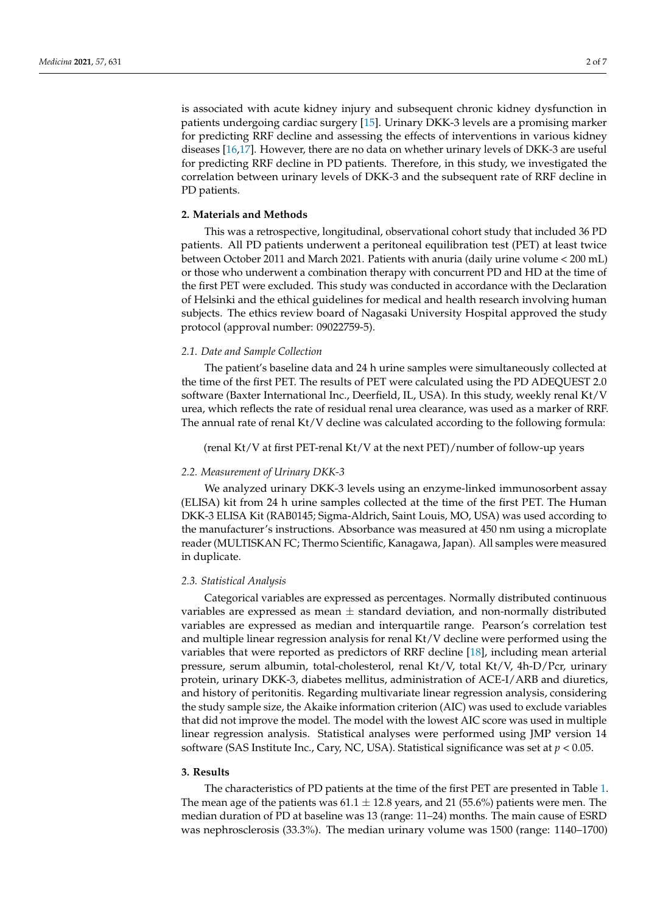is associated with acute kidney injury and subsequent chronic kidney dysfunction in patients undergoing cardiac surgery [15]. Urinary DKK-3 levels are a promising marker for predicting RRF decline and assessing the effects of interventions in various kidney diseases [16,17]. However, there are no data on whether urinary levels of DKK-3 are useful for predicting RRF decline in PD patients. Therefore, in this study, we investigated the correlation between urinary levels of DKK-3 and the subsequent rate of RRF decline in PD patients.

## 2. Materials and Methods

This was a retrospective, longitudinal, observational cohort study that included 36 PD patients. All PD patients underwent a peritoneal equilibration test (PET) at least twice between October 2011 and March 2021. Patients with anuria (daily urine volume < 200 mL) or those who underwent a combination therapy with concurrent PD and HD at the time of the first PET were excluded. This study was conducted in accordance with the Declaration of Helsinki and the ethical guidelines for medical and health research involving human subjects. The ethics review board of Nagasaki University Hospital approved the study protocol (approval number: 09022759-5).

### *2.1. Date and Sample Collection*

The patient's baseline data and 24 h urine samples were simultaneously collected at the time of the first PET. The results of PET were calculated using the PD ADEQUEST 2.0 software (Baxter International Inc., Deerfield, IL, USA). In this study, weekly renal Kt/V urea, which reflects the rate of residual renal urea clearance, was used as a marker of RRF. The annual rate of renal Kt/V decline was calculated according to the following formula:

(renal Kt/V at first PET-renal Kt/V at the next PET)/number of follow-up years

### *2.2. Measurement of Urinary DKK-3*

We analyzed urinary DKK-3 levels using an enzyme-linked immunosorbent assay (ELISA) kit from 24 h urine samples collected at the time of the first PET. The Human DKK-3 ELISA Kit (RAB0145; Sigma-Aldrich, Saint Louis, MO, USA) was used according to the manufacturer's instructions. Absorbance was measured at 450 nm using a microplate reader (MULTISKAN FC; Thermo Scientific, Kanagawa, Japan). All samples were measured in duplicate.

### *2.3. Statistical Analysis*

Categorical variables are expressed as percentages. Normally distributed continuous variables are expressed as mean ± standard deviation, and non-normally distributed variables are expressed as median and interquartile range. Pearson's correlation test and multiple linear regression analysis for renal Kt/V decline were performed using the variables that were reported as predictors of RRF decline [18], including mean arterial pressure, serum albumin, total-cholesterol, renal Kt/V, total Kt/V, 4h-D/Pcr, urinary protein, urinary DKK-3, diabetes mellitus, administration of ACE-I/ARB and diuretics, and history of peritonitis. Regarding multivariate linear regression analysis, considering the study sample size, the Akaike information criterion (AIC) was used to exclude variables that did not improve the model. The model with the lowest AIC score was used in multiple linear regression analysis. Statistical analyses were performed using JMP version 14 software (SAS Institute Inc., Cary, NC, USA). Statistical significance was set at $p < 0.05$.

## 3. Results

The characteristics of PD patients at the time of the first PET are presented in Table 1. The mean age of the patients was 61.1 ± 12.8 years, and 21 (55.6%) patients were men. The median duration of PD at baseline was 13 (range: 11–24) months. The main cause of ESRD was nephrosclerosis (33.3%). The median urinary volume was 1500 (range: 1140–1700)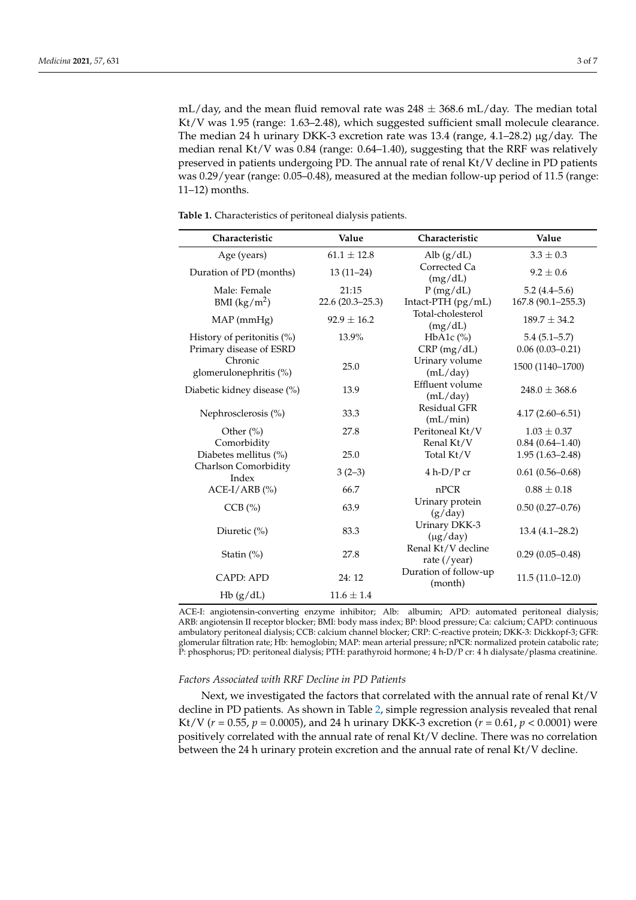mL/day, and the mean fluid removal rate was 248 ± 368.6 mL/day. The median total Kt/V was 1.95 (range: 1.63–2.48), which suggested sufficient small molecule clearance. The median 24 h urinary DKK-3 excretion rate was 13.4 (range, 4.1–28.2) μg/day. The median renal Kt/V was 0.84 (range: 0.64–1.40), suggesting that the RRF was relatively preserved in patients undergoing PD. The annual rate of renal Kt/V decline in PD patients was 0.29/year (range: 0.05–0.48), measured at the median follow-up period of 11.5 (range: 11–12) months.

**Table 1.** Characteristics of peritoneal dialysis patients.

| Characteristic | Value | Characteristic | Value |
|---|---|---|---|
| Age (years) | 61.1 ± 12.8 | Alb (g/dL) | 3.3 ± 0.3 |
| Duration of PD (months) | 13 (11–24) | Corrected Ca (mg/dL) | 9.2 ± 0.6 |
| Male: Female | 21:15 | P (mg/dL) | 5.2 (4.4–5.6) |
| BMI (kg/m$^2$) | 22.6 (20.3–25.3) | Intact-PTH (pg/mL) | 167.8 (90.1–255.3) |
| MAP (mmHg) | 92.9 ± 16.2 | Total-cholesterol (mg/dL) | 189.7 ± 34.2 |
| History of peritonitis (%) | 13.9% | HbA1c (%) | 5.4 (5.1–5.7) |
| Primary disease of ESRD | | CRP (mg/dL) | 0.06 (0.03–0.21) |
| Chronic glomerulonephritis (%) | 25.0 | Urinary volume (mL/day) | 1500 (1140–1700) |
| Diabetic kidney disease (%) | 13.9 | Effluent volume (mL/day) | 248.0 ± 368.6 |
| Nephrosclerosis (%) | 33.3 | Residual GFR (mL/min) | 4.17 (2.60–6.51) |
| Other (%) | 27.8 | Peritoneal Kt/V | 1.03 ± 0.37 |
| Comorbidity | | Renal Kt/V | 0.84 (0.64–1.40) |
| Diabetes mellitus (%) | 25.0 | Total Kt/V | 1.95 (1.63–2.48) |
| Charlson Comorbidity Index | 3 (2–3) | 4 h-D/P cr | 0.61 (0.56–0.68) |
| ACE-I/ARB (%) | 66.7 | nPCR | 0.88 ± 0.18 |
| CCB (%) | 63.9 | Urinary protein (g/day) | 0.50 (0.27–0.76) |
| Diuretic (%) | 83.3 | Urinary DKK-3 (μg/day) | 13.4 (4.1–28.2) |
| Statin (%) | 27.8 | Renal Kt/V decline rate (/year) | 0.29 (0.05–0.48) |
| CAPD: APD | 24: 12 | Duration of follow-up (month) | 11.5 (11.0–12.0) |
| Hb (g/dL) | 11.6 ± 1.4 | | |

ACE-I: angiotensin-converting enzyme inhibitor; Alb: albumin; APD: automated peritoneal dialysis; ARB: angiotensin II receptor blocker; BMI: body mass index; BP: blood pressure; Ca: calcium; CAPD: continuous ambulatory peritoneal dialysis; CCB: calcium channel blocker; CRP: C-reactive protein; DKK-3: Dickkopf-3; GFR: glomerular filtration rate; Hb: hemoglobin; MAP: mean arterial pressure; nPCR: normalized protein catabolic rate; P: phosphorus; PD: peritoneal dialysis; PTH: parathyroid hormone; 4 h-D/P cr: 4 h dialysate/plasma creatinine.

*Factors Associated with RRF Decline in PD Patients*

Next, we investigated the factors that correlated with the annual rate of renal Kt/V decline in PD patients. As shown in Table 2, simple regression analysis revealed that renal Kt/V ($r = 0.55$, $p = 0.0005$), and 24 h urinary DKK-3 excretion ($r = 0.61$, $p < 0.0001$) were positively correlated with the annual rate of renal Kt/V decline. There was no correlation between the 24 h urinary protein excretion and the annual rate of renal Kt/V decline.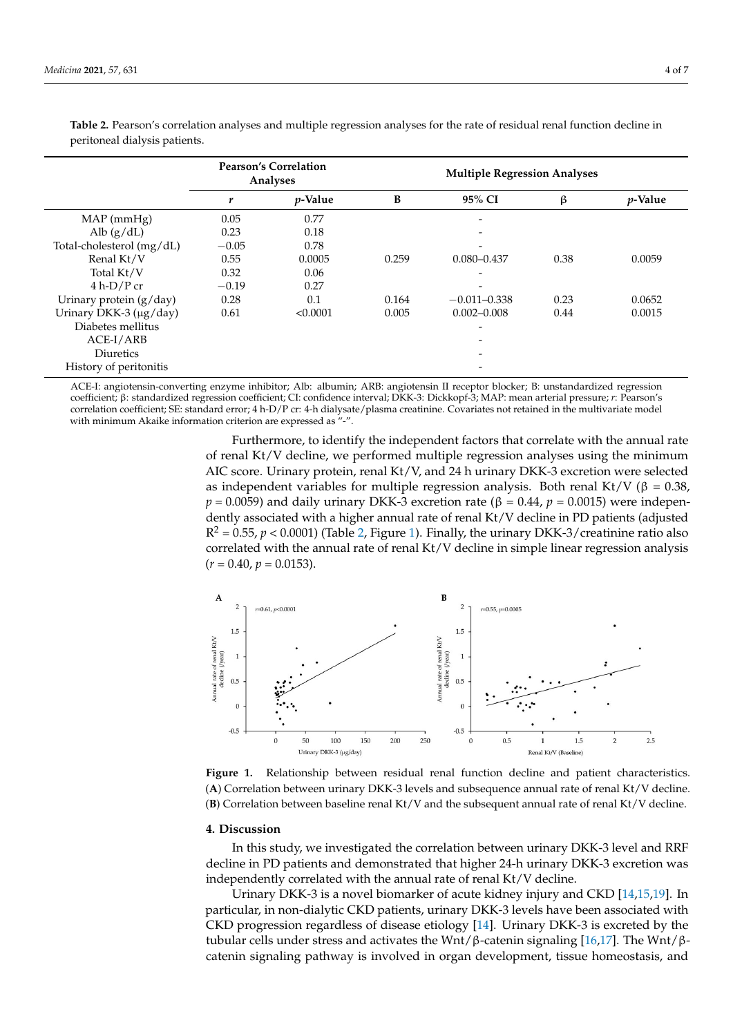**Table 2.** Pearson's correlation analyses and multiple regression analyses for the rate of residual renal function decline in peritoneal dialysis patients.

| | Pearson's Correlation Analyses | | Multiple Regression Analyses | | | |
|---|---|---|---|---|---|---|
| | *r* | *p*-Value | B | 95% CI | β | *p*-Value |
| MAP (mmHg) | 0.05 | 0.77 | | - | | |
| Alb (g/dL) | 0.23 | 0.18 | | - | | |
| Total-cholesterol (mg/dL) | −0.05 | 0.78 | | - | | |
| Renal Kt/V | 0.55 | 0.0005 | 0.259 | 0.080–0.437 | 0.38 | 0.0059 |
| Total Kt/V | 0.32 | 0.06 | | - | | |
| 4 h-D/P cr | −0.19 | 0.27 | | - | | |
| Urinary protein (g/day) | 0.28 | 0.1 | 0.164 | −0.011–0.338 | 0.23 | 0.0652 |
| Urinary DKK-3 (μg/day) | 0.61 | <0.0001 | 0.005 | 0.002–0.008 | 0.44 | 0.0015 |
| Diabetes mellitus | | | | - | | |
| ACE-I/ARB | | | | - | | |
| Diuretics | | | | - | | |
| History of peritonitis | | | | - | | |

ACE-I: angiotensin-converting enzyme inhibitor; Alb: albumin; ARB: angiotensin II receptor blocker; B: unstandardized regression coefficient; β: standardized regression coefficient; CI: confidence interval; DKK-3: Dickkopf-3; MAP: mean arterial pressure; *r*: Pearson's correlation coefficient; SE: standard error; 4 h-D/P cr: 4-h dialysate/plasma creatinine. Covariates not retained in the multivariate model with minimum Akaike information criterion are expressed as "-".

Furthermore, to identify the independent factors that correlate with the annual rate of renal Kt/V decline, we performed multiple regression analyses using the minimum AIC score. Urinary protein, renal Kt/V, and 24 h urinary DKK-3 excretion were selected as independent variables for multiple regression analysis. Both renal Kt/V (β = 0.38, $p = 0.0059$) and daily urinary DKK-3 excretion rate (β = 0.44, $p = 0.0015$) were independently associated with a higher annual rate of renal Kt/V decline in PD patients (adjusted $R^2 = 0.55$, $p < 0.0001$) (Table 2, Figure 1). Finally, the urinary DKK-3/creatinine ratio also correlated with the annual rate of renal Kt/V decline in simple linear regression analysis ($r = 0.40$, $p = 0.0153$).

**Figure 1.** Relationship between residual renal function decline and patient characteristics. (**A**) Correlation between urinary DKK-3 levels and subsequence annual rate of renal Kt/V decline. (**B**) Correlation between baseline renal Kt/V and the subsequent annual rate of renal Kt/V decline.

## 4. Discussion

In this study, we investigated the correlation between urinary DKK-3 level and RRF decline in PD patients and demonstrated that higher 24-h urinary DKK-3 excretion was independently correlated with the annual rate of renal Kt/V decline.

Urinary DKK-3 is a novel biomarker of acute kidney injury and CKD [14,15,19]. In particular, in non-dialytic CKD patients, urinary DKK-3 levels have been associated with CKD progression regardless of disease etiology [14]. Urinary DKK-3 is excreted by the tubular cells under stress and activates the Wnt/β-catenin signaling [16,17]. The Wnt/β-catenin signaling pathway is involved in organ development, tissue homeostasis, and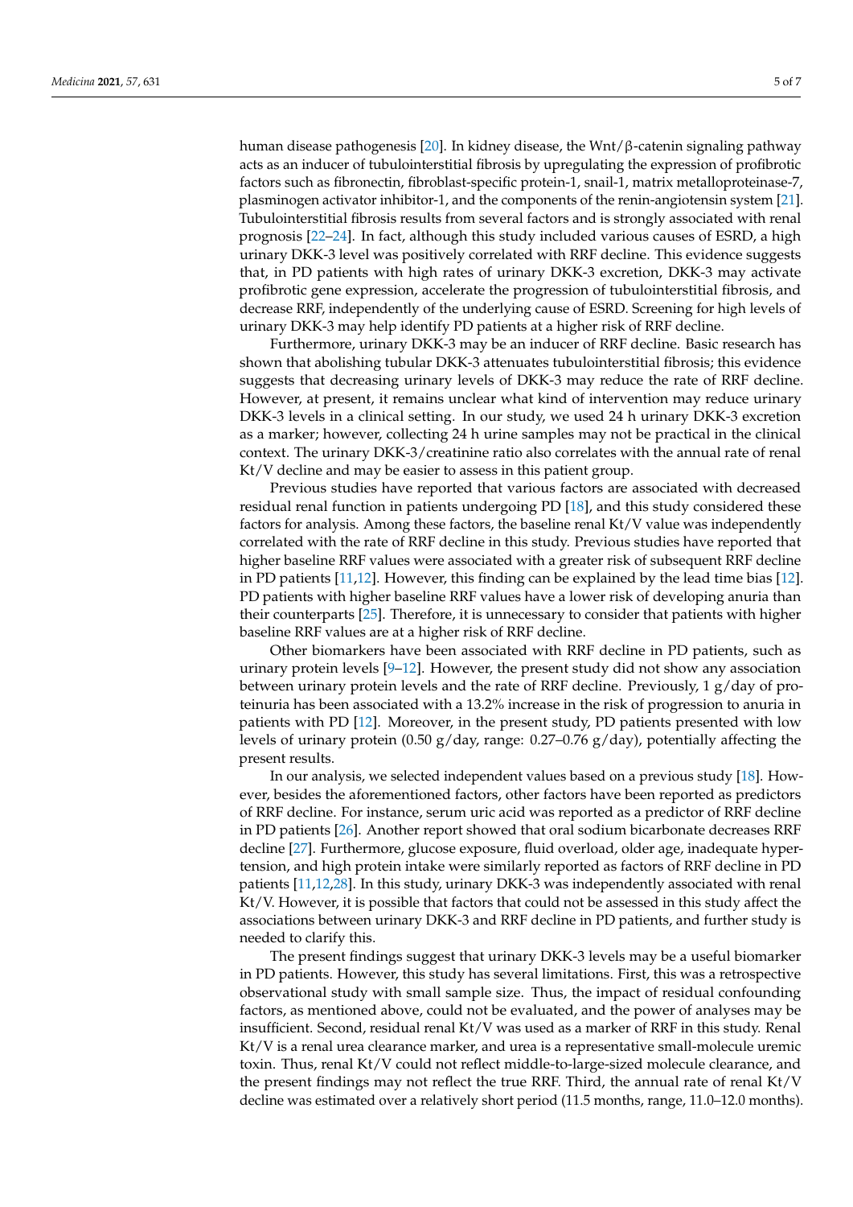human disease pathogenesis [20]. In kidney disease, the Wnt/β-catenin signaling pathway acts as an inducer of tubulointerstitial fibrosis by upregulating the expression of profibrotic factors such as fibronectin, fibroblast-specific protein-1, snail-1, matrix metalloproteinase-7, plasminogen activator inhibitor-1, and the components of the renin-angiotensin system [21]. Tubulointerstitial fibrosis results from several factors and is strongly associated with renal prognosis [22–24]. In fact, although this study included various causes of ESRD, a high urinary DKK-3 level was positively correlated with RRF decline. This evidence suggests that, in PD patients with high rates of urinary DKK-3 excretion, DKK-3 may activate profibrotic gene expression, accelerate the progression of tubulointerstitial fibrosis, and decrease RRF, independently of the underlying cause of ESRD. Screening for high levels of urinary DKK-3 may help identify PD patients at a higher risk of RRF decline.

Furthermore, urinary DKK-3 may be an inducer of RRF decline. Basic research has shown that abolishing tubular DKK-3 attenuates tubulointerstitial fibrosis; this evidence suggests that decreasing urinary levels of DKK-3 may reduce the rate of RRF decline. However, at present, it remains unclear what kind of intervention may reduce urinary DKK-3 levels in a clinical setting. In our study, we used 24 h urinary DKK-3 excretion as a marker; however, collecting 24 h urine samples may not be practical in the clinical context. The urinary DKK-3/creatinine ratio also correlates with the annual rate of renal Kt/V decline and may be easier to assess in this patient group.

Previous studies have reported that various factors are associated with decreased residual renal function in patients undergoing PD [18], and this study considered these factors for analysis. Among these factors, the baseline renal Kt/V value was independently correlated with the rate of RRF decline in this study. Previous studies have reported that higher baseline RRF values were associated with a greater risk of subsequent RRF decline in PD patients [11,12]. However, this finding can be explained by the lead time bias [12]. PD patients with higher baseline RRF values have a lower risk of developing anuria than their counterparts [25]. Therefore, it is unnecessary to consider that patients with higher baseline RRF values are at a higher risk of RRF decline.

Other biomarkers have been associated with RRF decline in PD patients, such as urinary protein levels [9–12]. However, the present study did not show any association between urinary protein levels and the rate of RRF decline. Previously, 1 g/day of proteinuria has been associated with a 13.2% increase in the risk of progression to anuria in patients with PD [12]. Moreover, in the present study, PD patients presented with low levels of urinary protein (0.50 g/day, range: 0.27–0.76 g/day), potentially affecting the present results.

In our analysis, we selected independent values based on a previous study [18]. However, besides the aforementioned factors, other factors have been reported as predictors of RRF decline. For instance, serum uric acid was reported as a predictor of RRF decline in PD patients [26]. Another report showed that oral sodium bicarbonate decreases RRF decline [27]. Furthermore, glucose exposure, fluid overload, older age, inadequate hypertension, and high protein intake were similarly reported as factors of RRF decline in PD patients [11,12,28]. In this study, urinary DKK-3 was independently associated with renal Kt/V. However, it is possible that factors that could not be assessed in this study affect the associations between urinary DKK-3 and RRF decline in PD patients, and further study is needed to clarify this.

The present findings suggest that urinary DKK-3 levels may be a useful biomarker in PD patients. However, this study has several limitations. First, this was a retrospective observational study with small sample size. Thus, the impact of residual confounding factors, as mentioned above, could not be evaluated, and the power of analyses may be insufficient. Second, residual renal Kt/V was used as a marker of RRF in this study. Renal Kt/V is a renal urea clearance marker, and urea is a representative small-molecule uremic toxin. Thus, renal Kt/V could not reflect middle-to-large-sized molecule clearance, and the present findings may not reflect the true RRF. Third, the annual rate of renal Kt/V decline was estimated over a relatively short period (11.5 months, range, 11.0–12.0 months).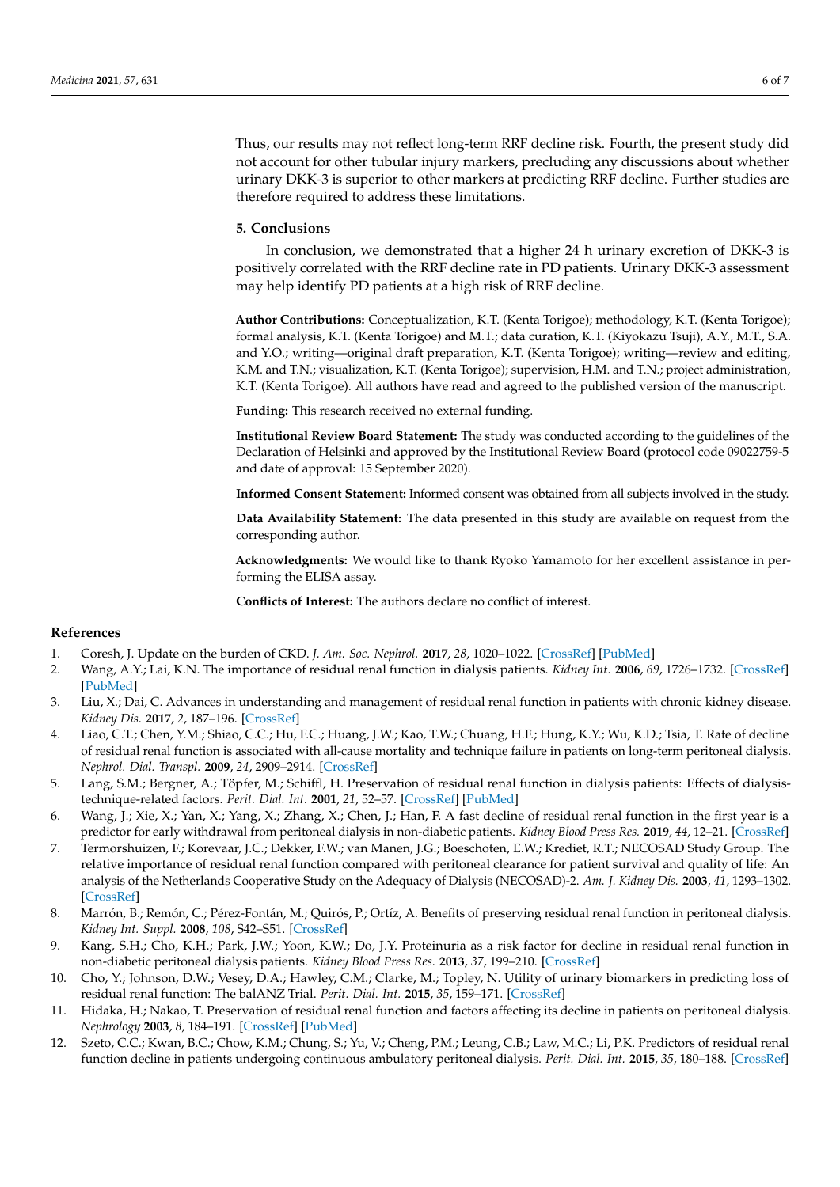Thus, our results may not reflect long-term RRF decline risk. Fourth, the present study did not account for other tubular injury markers, precluding any discussions about whether urinary DKK-3 is superior to other markers at predicting RRF decline. Further studies are therefore required to address these limitations.

## 5. Conclusions

In conclusion, we demonstrated that a higher 24 h urinary excretion of DKK-3 is positively correlated with the RRF decline rate in PD patients. Urinary DKK-3 assessment may help identify PD patients at a high risk of RRF decline.

**Author Contributions:** Conceptualization, K.T. (Kenta Torigoe); methodology, K.T. (Kenta Torigoe); formal analysis, K.T. (Kenta Torigoe) and M.T.; data curation, K.T. (Kiyokazu Tsuji), A.Y., M.T., S.A. and Y.O.; writing—original draft preparation, K.T. (Kenta Torigoe); writing—review and editing, K.M. and T.N.; visualization, K.T. (Kenta Torigoe); supervision, H.M. and T.N.; project administration, K.T. (Kenta Torigoe). All authors have read and agreed to the published version of the manuscript.

**Funding:** This research received no external funding.

**Institutional Review Board Statement:** The study was conducted according to the guidelines of the Declaration of Helsinki and approved by the Institutional Review Board (protocol code 09022759-5 and date of approval: 15 September 2020).

**Informed Consent Statement:** Informed consent was obtained from all subjects involved in the study.

**Data Availability Statement:** The data presented in this study are available on request from the corresponding author.

**Acknowledgments:** We would like to thank Ryoko Yamamoto for her excellent assistance in performing the ELISA assay.

**Conflicts of Interest:** The authors declare no conflict of interest.

## References

1. Coresh, J. Update on the burden of CKD. *J. Am. Soc. Nephrol.* **2017**, *28*, 1020–1022. [CrossRef] [PubMed]
2. Wang, A.Y.; Lai, K.N. The importance of residual renal function in dialysis patients. *Kidney Int.* **2006**, *69*, 1726–1732. [CrossRef] [PubMed]
3. Liu, X.; Dai, C. Advances in understanding and management of residual renal function in patients with chronic kidney disease. *Kidney Dis.* **2017**, *2*, 187–196. [CrossRef]
4. Liao, C.T.; Chen, Y.M.; Shiao, C.C.; Hu, F.C.; Huang, J.W.; Kao, T.W.; Chuang, H.F.; Hung, K.Y.; Wu, K.D.; Tsia, T. Rate of decline of residual renal function is associated with all-cause mortality and technique failure in patients on long-term peritoneal dialysis. *Nephrol. Dial. Transpl.* **2009**, *24*, 2909–2914. [CrossRef]
5. Lang, S.M.; Bergner, A.; Töpfer, M.; Schiffl, H. Preservation of residual renal function in dialysis patients: Effects of dialysis-technique-related factors. *Perit. Dial. Int.* **2001**, *21*, 52–57. [CrossRef] [PubMed]
6. Wang, J.; Xie, X.; Yan, X.; Yang, X.; Zhang, X.; Chen, J.; Han, F. A fast decline of residual renal function in the first year is a predictor for early withdrawal from peritoneal dialysis in non-diabetic patients. *Kidney Blood Press Res.* **2019**, *44*, 12–21. [CrossRef]
7. Termorshuizen, F.; Korevaar, J.C.; Dekker, F.W.; van Manen, J.G.; Boeschoten, E.W.; Krediet, R.T.; NECOSAD Study Group. The relative importance of residual renal function compared with peritoneal clearance for patient survival and quality of life: An analysis of the Netherlands Cooperative Study on the Adequacy of Dialysis (NECOSAD)-2. *Am. J. Kidney Dis.* **2003**, *41*, 1293–1302. [CrossRef]
8. Marrón, B.; Remón, C.; Pérez-Fontán, M.; Quirós, P.; Ortíz, A. Benefits of preserving residual renal function in peritoneal dialysis. *Kidney Int. Suppl.* **2008**, *108*, S42–S51. [CrossRef]
9. Kang, S.H.; Cho, K.H.; Park, J.W.; Yoon, K.W.; Do, J.Y. Proteinuria as a risk factor for decline in residual renal function in non-diabetic peritoneal dialysis patients. *Kidney Blood Press Res.* **2013**, *37*, 199–210. [CrossRef]
10. Cho, Y.; Johnson, D.W.; Vesey, D.A.; Hawley, C.M.; Clarke, M.; Topley, N. Utility of urinary biomarkers in predicting loss of residual renal function: The balANZ Trial. *Perit. Dial. Int.* **2015**, *35*, 159–171. [CrossRef]
11. Hidaka, H.; Nakao, T. Preservation of residual renal function and factors affecting its decline in patients on peritoneal dialysis. *Nephrology* **2003**, *8*, 184–191. [CrossRef] [PubMed]
12. Szeto, C.C.; Kwan, B.C.; Chow, K.M.; Chung, S.; Yu, V.; Cheng, P.M.; Leung, C.B.; Law, M.C.; Li, P.K. Predictors of residual renal function decline in patients undergoing continuous ambulatory peritoneal dialysis. *Perit. Dial. Int.* **2015**, *35*, 180–188. [CrossRef]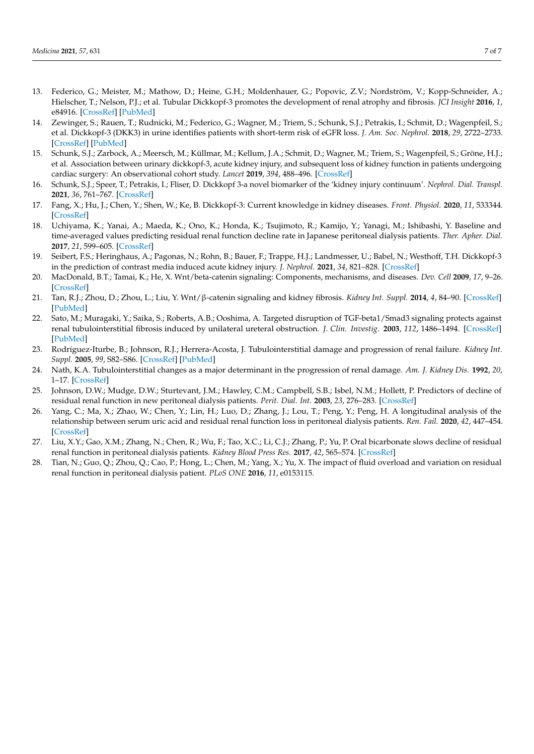13. Federico, G.; Meister, M.; Mathow, D.; Heine, G.H.; Moldenhauer, G.; Popovic, Z.V.; Nordström, V.; Kopp-Schneider, A.; Hielscher, T.; Nelson, P.J.; et al. Tubular Dickkopf-3 promotes the development of renal atrophy and fibrosis. *JCI Insight* **2016**, *1*, e84916. [CrossRef] [PubMed]
14. Zewinger, S.; Rauen, T.; Rudnicki, M.; Federico, G.; Wagner, M.; Triem, S.; Schunk, S.J.; Petrakis, I.; Schmit, D.; Wagenpfeil, S.; et al. Dickkopf-3 (DKK3) in urine identifies patients with short-term risk of eGFR loss. *J. Am. Soc. Nephrol.* **2018**, *29*, 2722–2733. [CrossRef] [PubMed]
15. Schunk, S.J.; Zarbock, A.; Meersch, M.; Küllmar, M.; Kellum, J.A.; Schmit, D.; Wagner, M.; Triem, S.; Wagenpfeil, S.; Gröne, H.J.; et al. Association between urinary dickkopf-3, acute kidney injury, and subsequent loss of kidney function in patients undergoing cardiac surgery: An observational cohort study. *Lancet* **2019**, *394*, 488–496. [CrossRef]
16. Schunk, S.J.; Speer, T.; Petrakis, I.; Fliser, D. Dickkopf 3-a novel biomarker of the 'kidney injury continuum'. *Nephrol. Dial. Transpl.* **2021**, *36*, 761–767. [CrossRef]
17. Fang, X.; Hu, J.; Chen, Y.; Shen, W.; Ke, B. Dickkopf-3: Current knowledge in kidney diseases. *Front. Physiol.* **2020**, *11*, 533344. [CrossRef]
18. Uchiyama, K.; Yanai, A.; Maeda, K.; Ono, K.; Honda, K.; Tsujimoto, R.; Kamijo, Y.; Yanagi, M.; Ishibashi, Y. Baseline and time-averaged values predicting residual renal function decline rate in Japanese peritoneal dialysis patients. *Ther. Apher. Dial.* **2017**, *21*, 599–605. [CrossRef]
19. Seibert, F.S.; Heringhaus, A.; Pagonas, N.; Rohn, B.; Bauer, F.; Trappe, H.J.; Landmesser, U.; Babel, N.; Westhoff, T.H. Dickkopf-3 in the prediction of contrast media induced acute kidney injury. *J. Nephrol.* **2021**, *34*, 821–828. [CrossRef]
20. MacDonald, B.T.; Tamai, K.; He, X. Wnt/beta-catenin signaling: Components, mechanisms, and diseases. *Dev. Cell* **2009**, *17*, 9–26. [CrossRef]
21. Tan, R.J.; Zhou, D.; Zhou, L.; Liu, Y. Wnt/β-catenin signaling and kidney fibrosis. *Kidney Int. Suppl.* **2014**, *4*, 84–90. [CrossRef] [PubMed]
22. Sato, M.; Muragaki, Y.; Saika, S.; Roberts, A.B.; Ooshima, A. Targeted disruption of TGF-beta1/Smad3 signaling protects against renal tubulointerstitial fibrosis induced by unilateral ureteral obstruction. *J. Clin. Investig.* **2003**, *112*, 1486–1494. [CrossRef] [PubMed]
23. Rodríguez-Iturbe, B.; Johnson, R.J.; Herrera-Acosta, J. Tubulointerstitial damage and progression of renal failure. *Kidney Int. Suppl.* **2005**, *99*, S82–S86. [CrossRef] [PubMed]
24. Nath, K.A. Tubulointerstitial changes as a major determinant in the progression of renal damage. *Am. J. Kidney Dis.* **1992**, *20*, 1–17. [CrossRef]
25. Johnson, D.W.; Mudge, D.W.; Sturtevant, J.M.; Hawley, C.M.; Campbell, S.B.; Isbel, N.M.; Hollett, P. Predictors of decline of residual renal function in new peritoneal dialysis patients. *Perit. Dial. Int.* **2003**, *23*, 276–283. [CrossRef]
26. Yang, C.; Ma, X.; Zhao, W.; Chen, Y.; Lin, H.; Luo, D.; Zhang, J.; Lou, T.; Peng, Y.; Peng, H. A longitudinal analysis of the relationship between serum uric acid and residual renal function loss in peritoneal dialysis patients. *Ren. Fail.* **2020**, *42*, 447–454. [CrossRef]
27. Liu, X.Y.; Gao, X.M.; Zhang, N.; Chen, R.; Wu, F.; Tao, X.C.; Li, C.J.; Zhang, P.; Yu, P. Oral bicarbonate slows decline of residual renal function in peritoneal dialysis patients. *Kidney Blood Press Res.* **2017**, *42*, 565–574. [CrossRef]
28. Tian, N.; Guo, Q.; Zhou, Q.; Cao, P.; Hong, L.; Chen, M.; Yang, X.; Yu, X. The impact of fluid overload and variation on residual renal function in peritoneal dialysis patient. *PLoS ONE* **2016**, *11*, e0153115.